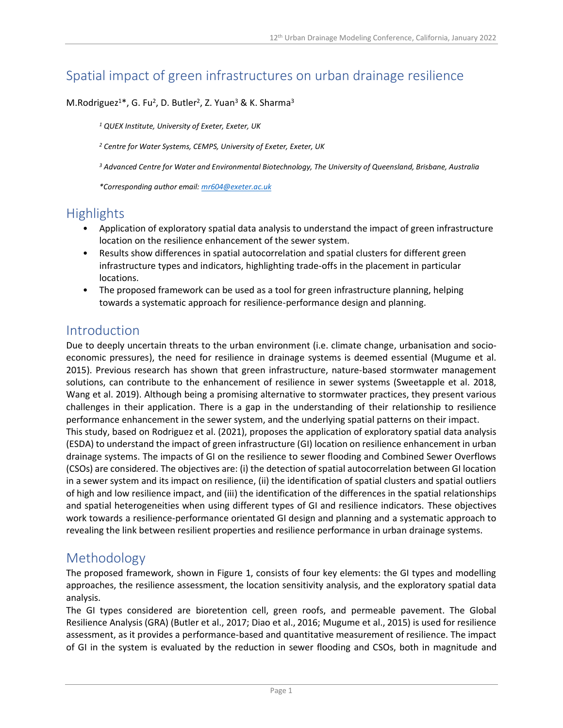# Spatial impact of green infrastructures on urban drainage resilience

M.Rodriguez[1]*, G. Fu[2], D. Butler[2], Z. Yuan[3] & K. Sharma[3]

*[1] QUEX Institute, University of Exeter, Exeter, UK*

*[2] Centre for Water Systems, CEMPS, University of Exeter, Exeter, UK*

*[3] Advanced Centre for Water and Environmental Biotechnology, The University of Queensland, Brisbane, Australia*

*\*Corresponding author email: mr604@exeter.ac.uk*

## Highlights

- Application of exploratory spatial data analysis to understand the impact of green infrastructure location on the resilience enhancement of the sewer system.
- Results show differences in spatial autocorrelation and spatial clusters for different green infrastructure types and indicators, highlighting trade-offs in the placement in particular locations.
- The proposed framework can be used as a tool for green infrastructure planning, helping towards a systematic approach for resilience-performance design and planning.

## Introduction

Due to deeply uncertain threats to the urban environment (i.e. climate change, urbanisation and socio-economic pressures), the need for resilience in drainage systems is deemed essential (Mugume et al. 2015). Previous research has shown that green infrastructure, nature-based stormwater management solutions, can contribute to the enhancement of resilience in sewer systems (Sweetapple et al. 2018, Wang et al. 2019). Although being a promising alternative to stormwater practices, they present various challenges in their application. There is a gap in the understanding of their relationship to resilience performance enhancement in the sewer system, and the underlying spatial patterns on their impact.

This study, based on Rodriguez et al. (2021), proposes the application of exploratory spatial data analysis (ESDA) to understand the impact of green infrastructure (GI) location on resilience enhancement in urban drainage systems. The impacts of GI on the resilience to sewer flooding and Combined Sewer Overflows (CSOs) are considered. The objectives are: (i) the detection of spatial autocorrelation between GI location in a sewer system and its impact on resilience, (ii) the identification of spatial clusters and spatial outliers of high and low resilience impact, and (iii) the identification of the differences in the spatial relationships and spatial heterogeneities when using different types of GI and resilience indicators. These objectives work towards a resilience-performance orientated GI design and planning and a systematic approach to revealing the link between resilient properties and resilience performance in urban drainage systems.

## Methodology

The proposed framework, shown in Figure 1, consists of four key elements: the GI types and modelling approaches, the resilience assessment, the location sensitivity analysis, and the exploratory spatial data analysis.

The GI types considered are bioretention cell, green roofs, and permeable pavement. The Global Resilience Analysis (GRA) (Butler et al., 2017; Diao et al., 2016; Mugume et al., 2015) is used for resilience assessment, as it provides a performance-based and quantitative measurement of resilience. The impact of GI in the system is evaluated by the reduction in sewer flooding and CSOs, both in magnitude and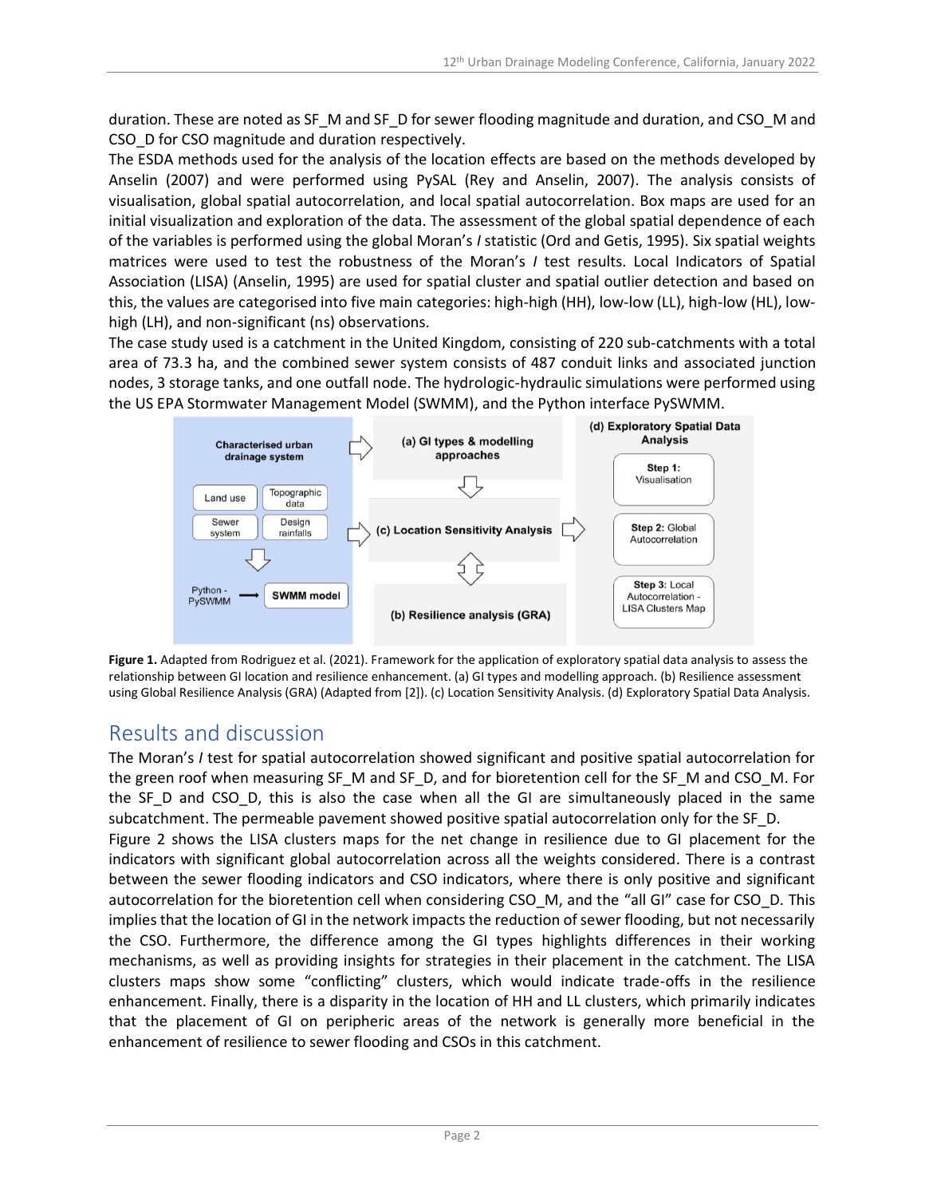duration. These are noted as SF_M and SF_D for sewer flooding magnitude and duration, and CSO_M and CSO_D for CSO magnitude and duration respectively.

The ESDA methods used for the analysis of the location effects are based on the methods developed by Anselin (2007) and were performed using PySAL (Rey and Anselin, 2007). The analysis consists of visualisation, global spatial autocorrelation, and local spatial autocorrelation. Box maps are used for an initial visualization and exploration of the data. The assessment of the global spatial dependence of each of the variables is performed using the global Moran's *I* statistic (Ord and Getis, 1995). Six spatial weights matrices were used to test the robustness of the Moran's *I* test results. Local Indicators of Spatial Association (LISA) (Anselin, 1995) are used for spatial cluster and spatial outlier detection and based on this, the values are categorised into five main categories: high-high (HH), low-low (LL), high-low (HL), low-high (LH), and non-significant (ns) observations.

The case study used is a catchment in the United Kingdom, consisting of 220 sub-catchments with a total area of 73.3 ha, and the combined sewer system consists of 487 conduit links and associated junction nodes, 3 storage tanks, and one outfall node. The hydrologic-hydraulic simulations were performed using the US EPA Stormwater Management Model (SWMM), and the Python interface PySWMM.

**Figure 1.** Adapted from Rodriguez et al. (2021). Framework for the application of exploratory spatial data analysis to assess the relationship between GI location and resilience enhancement. (a) GI types and modelling approach. (b) Resilience assessment using Global Resilience Analysis (GRA) (Adapted from [2]). (c) Location Sensitivity Analysis. (d) Exploratory Spatial Data Analysis.

## Results and discussion

The Moran's *I* test for spatial autocorrelation showed significant and positive spatial autocorrelation for the green roof when measuring SF_M and SF_D, and for bioretention cell for the SF_M and CSO_M. For the SF_D and CSO_D, this is also the case when all the GI are simultaneously placed in the same subcatchment. The permeable pavement showed positive spatial autocorrelation only for the SF_D.

Figure 2 shows the LISA clusters maps for the net change in resilience due to GI placement for the indicators with significant global autocorrelation across all the weights considered. There is a contrast between the sewer flooding indicators and CSO indicators, where there is only positive and significant autocorrelation for the bioretention cell when considering CSO_M, and the "all GI" case for CSO_D. This implies that the location of GI in the network impacts the reduction of sewer flooding, but not necessarily the CSO. Furthermore, the difference among the GI types highlights differences in their working mechanisms, as well as providing insights for strategies in their placement in the catchment. The LISA clusters maps show some "conflicting" clusters, which would indicate trade-offs in the resilience enhancement. Finally, there is a disparity in the location of HH and LL clusters, which primarily indicates that the placement of GI on peripheric areas of the network is generally more beneficial in the enhancement of resilience to sewer flooding and CSOs in this catchment.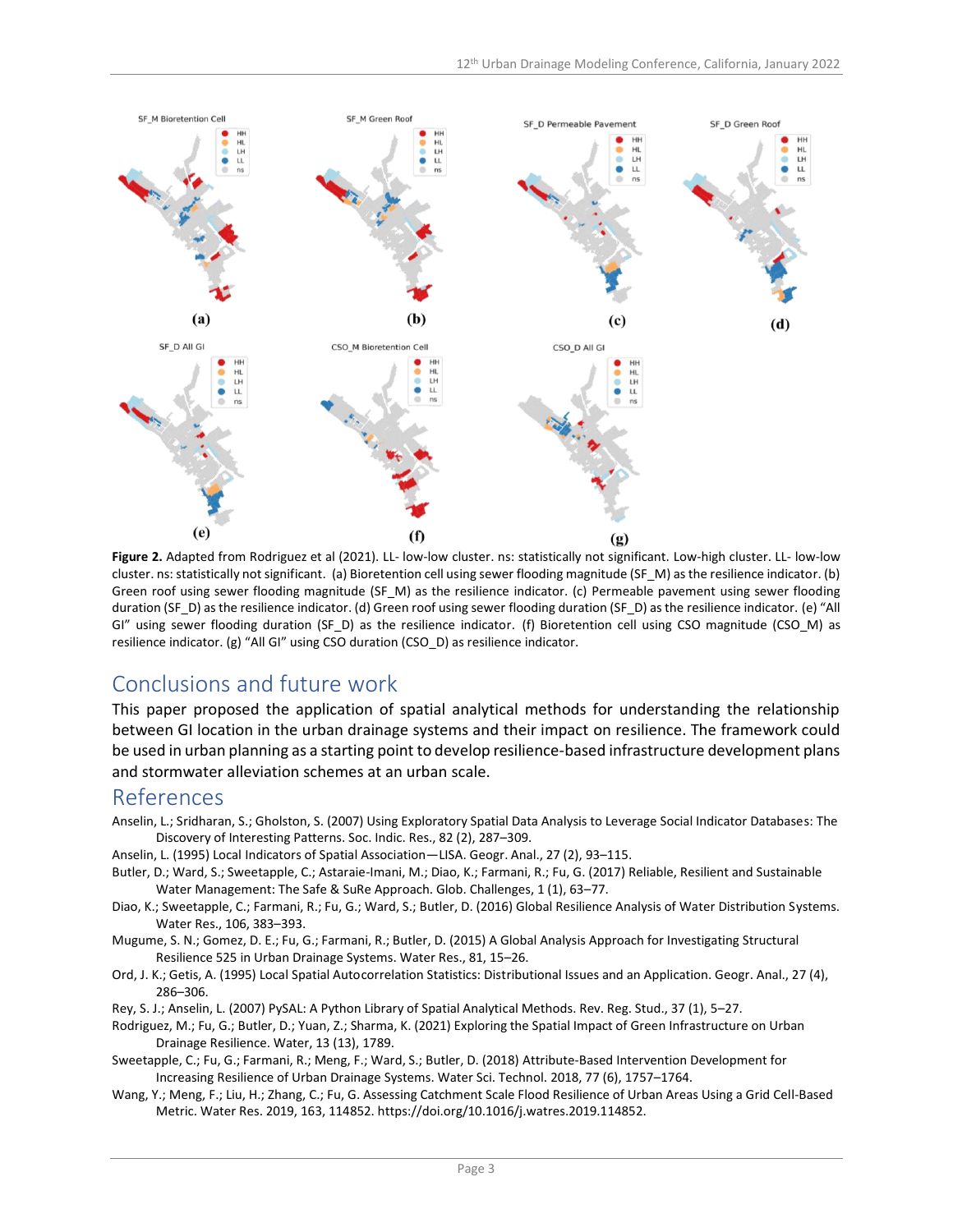SF_M Bioretention Cell

HH
HL
LH
LL
ns

(a)

SF_M Green Roof

HH
HL
LH
LL
ns

(b)

SF_D Permeable Pavement

HH
HL
LH
LL
ns

(c)

SF_D Green Roof

HH
HL
LH
LL
ns

(d)

SF_D All GI

HH
HL
LH
LL
ns

(e)

CSO_M Bioretention Cell

HH
HL
LH
LL
ns

(f)

CSO_D All GI

HH
HL
LH
LL
ns

(g)

**Figure 2.** Adapted from Rodriguez et al (2021). LL- low-low cluster. ns: statistically not significant. Low-high cluster. LL- low-low cluster. ns: statistically not significant. (a) Bioretention cell using sewer flooding magnitude (SF_M) as the resilience indicator. (b) Green roof using sewer flooding magnitude (SF_M) as the resilience indicator. (c) Permeable pavement using sewer flooding duration (SF_D) as the resilience indicator. (d) Green roof using sewer flooding duration (SF_D) as the resilience indicator. (e) "All GI" using sewer flooding duration (SF_D) as the resilience indicator. (f) Bioretention cell using CSO magnitude (CSO_M) as resilience indicator. (g) "All GI" using CSO duration (CSO_D) as resilience indicator.

# Conclusions and future work

This paper proposed the application of spatial analytical methods for understanding the relationship between GI location in the urban drainage systems and their impact on resilience. The framework could be used in urban planning as a starting point to develop resilience-based infrastructure development plans and stormwater alleviation schemes at an urban scale.

# References

Anselin, L.; Sridharan, S.; Gholston, S. (2007) Using Exploratory Spatial Data Analysis to Leverage Social Indicator Databases: The Discovery of Interesting Patterns. Soc. Indic. Res., 82 (2), 287–309.

Anselin, L. (1995) Local Indicators of Spatial Association—LISA. Geogr. Anal., 27 (2), 93–115.

Butler, D.; Ward, S.; Sweetapple, C.; Astaraie-Imani, M.; Diao, K.; Farmani, R.; Fu, G. (2017) Reliable, Resilient and Sustainable Water Management: The Safe & SuRe Approach. Glob. Challenges, 1 (1), 63–77.

Diao, K.; Sweetapple, C.; Farmani, R.; Fu, G.; Ward, S.; Butler, D. (2016) Global Resilience Analysis of Water Distribution Systems. Water Res., 106, 383–393.

Mugume, S. N.; Gomez, D. E.; Fu, G.; Farmani, R.; Butler, D. (2015) A Global Analysis Approach for Investigating Structural Resilience 525 in Urban Drainage Systems. Water Res., 81, 15–26.

Ord, J. K.; Getis, A. (1995) Local Spatial Autocorrelation Statistics: Distributional Issues and an Application. Geogr. Anal., 27 (4), 286–306.

Rey, S. J.; Anselin, L. (2007) PySAL: A Python Library of Spatial Analytical Methods. Rev. Reg. Stud., 37 (1), 5–27.

Rodriguez, M.; Fu, G.; Butler, D.; Yuan, Z.; Sharma, K. (2021) Exploring the Spatial Impact of Green Infrastructure on Urban Drainage Resilience. Water, 13 (13), 1789.

Sweetapple, C.; Fu, G.; Farmani, R.; Meng, F.; Ward, S.; Butler, D. (2018) Attribute-Based Intervention Development for Increasing Resilience of Urban Drainage Systems. Water Sci. Technol. 2018, 77 (6), 1757–1764.

Wang, Y.; Meng, F.; Liu, H.; Zhang, C.; Fu, G. Assessing Catchment Scale Flood Resilience of Urban Areas Using a Grid Cell-Based Metric. Water Res. 2019, 163, 114852. https://doi.org/10.1016/j.watres.2019.114852.